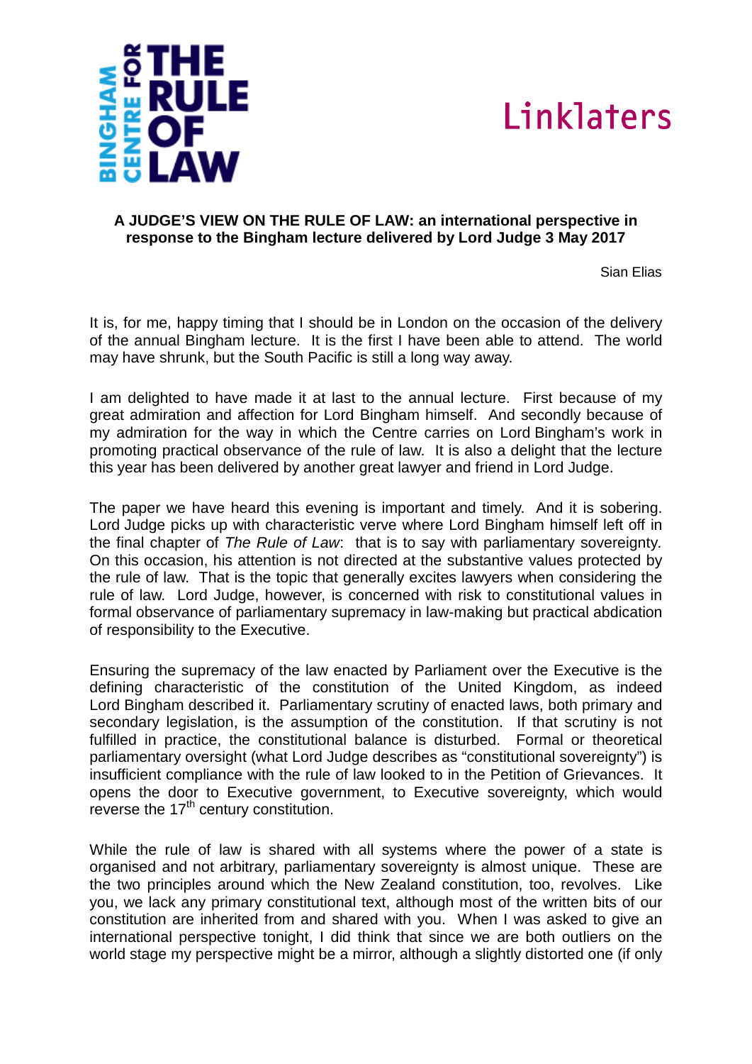**A JUDGE'S VIEW ON THE RULE OF LAW: an international perspective in response to the Bingham lecture delivered by Lord Judge 3 May 2017**

Sian Elias

It is, for me, happy timing that I should be in London on the occasion of the delivery of the annual Bingham lecture. It is the first I have been able to attend. The world may have shrunk, but the South Pacific is still a long way away.

I am delighted to have made it at last to the annual lecture. First because of my great admiration and affection for Lord Bingham himself. And secondly because of my admiration for the way in which the Centre carries on Lord Bingham's work in promoting practical observance of the rule of law. It is also a delight that the lecture this year has been delivered by another great lawyer and friend in Lord Judge.

The paper we have heard this evening is important and timely. And it is sobering. Lord Judge picks up with characteristic verve where Lord Bingham himself left off in the final chapter of *The Rule of Law*: that is to say with parliamentary sovereignty. On this occasion, his attention is not directed at the substantive values protected by the rule of law. That is the topic that generally excites lawyers when considering the rule of law. Lord Judge, however, is concerned with risk to constitutional values in formal observance of parliamentary supremacy in law-making but practical abdication of responsibility to the Executive.

Ensuring the supremacy of the law enacted by Parliament over the Executive is the defining characteristic of the constitution of the United Kingdom, as indeed Lord Bingham described it. Parliamentary scrutiny of enacted laws, both primary and secondary legislation, is the assumption of the constitution. If that scrutiny is not fulfilled in practice, the constitutional balance is disturbed. Formal or theoretical parliamentary oversight (what Lord Judge describes as "constitutional sovereignty") is insufficient compliance with the rule of law looked to in the Petition of Grievances. It opens the door to Executive government, to Executive sovereignty, which would reverse the 17th century constitution.

While the rule of law is shared with all systems where the power of a state is organised and not arbitrary, parliamentary sovereignty is almost unique. These are the two principles around which the New Zealand constitution, too, revolves. Like you, we lack any primary constitutional text, although most of the written bits of our constitution are inherited from and shared with you. When I was asked to give an international perspective tonight, I did think that since we are both outliers on the world stage my perspective might be a mirror, although a slightly distorted one (if only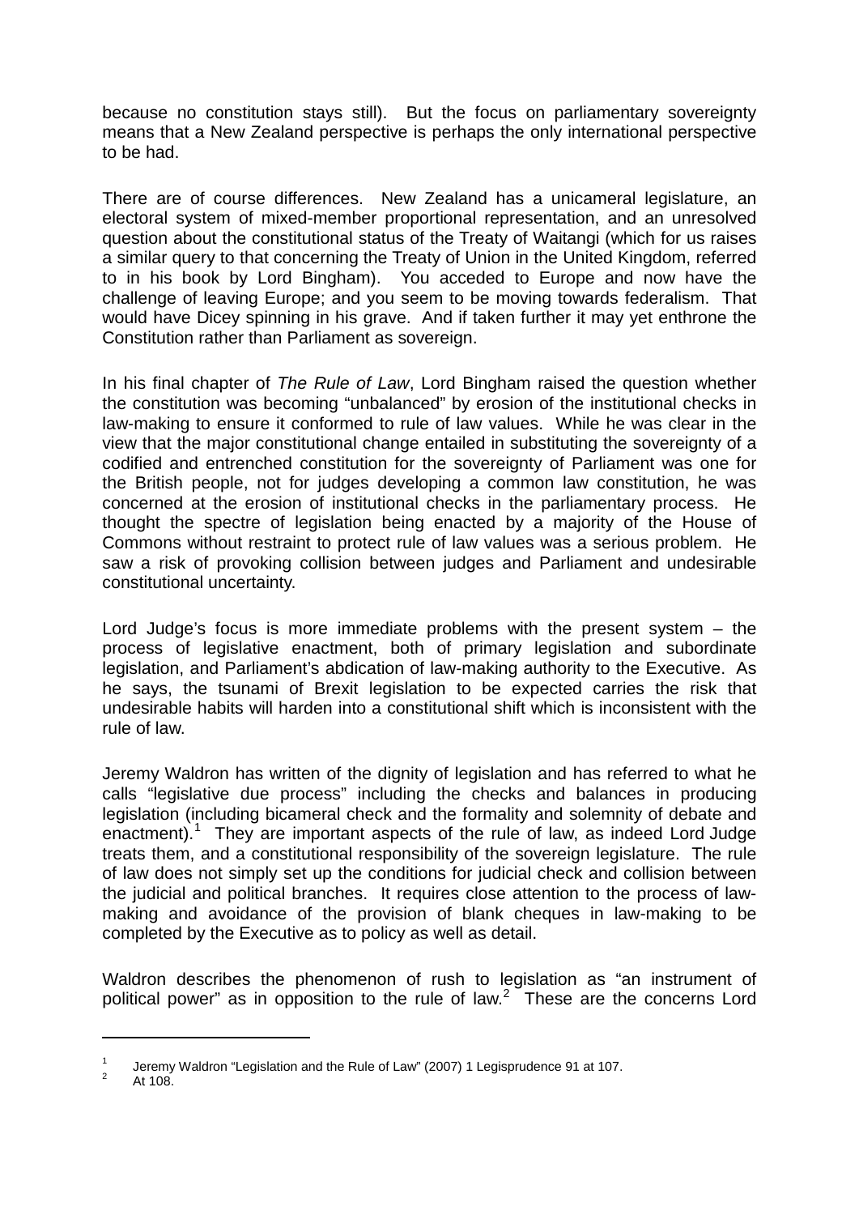because no constitution stays still). But the focus on parliamentary sovereignty means that a New Zealand perspective is perhaps the only international perspective to be had.

There are of course differences. New Zealand has a unicameral legislature, an electoral system of mixed-member proportional representation, and an unresolved question about the constitutional status of the Treaty of Waitangi (which for us raises a similar query to that concerning the Treaty of Union in the United Kingdom, referred to in his book by Lord Bingham). You acceded to Europe and now have the challenge of leaving Europe; and you seem to be moving towards federalism. That would have Dicey spinning in his grave. And if taken further it may yet enthrone the Constitution rather than Parliament as sovereign.

In his final chapter of *The Rule of Law*, Lord Bingham raised the question whether the constitution was becoming "unbalanced" by erosion of the institutional checks in law-making to ensure it conformed to rule of law values. While he was clear in the view that the major constitutional change entailed in substituting the sovereignty of a codified and entrenched constitution for the sovereignty of Parliament was one for the British people, not for judges developing a common law constitution, he was concerned at the erosion of institutional checks in the parliamentary process. He thought the spectre of legislation being enacted by a majority of the House of Commons without restraint to protect rule of law values was a serious problem. He saw a risk of provoking collision between judges and Parliament and undesirable constitutional uncertainty.

Lord Judge's focus is more immediate problems with the present system – the process of legislative enactment, both of primary legislation and subordinate legislation, and Parliament's abdication of law-making authority to the Executive. As he says, the tsunami of Brexit legislation to be expected carries the risk that undesirable habits will harden into a constitutional shift which is inconsistent with the rule of law.

Jeremy Waldron has written of the dignity of legislation and has referred to what he calls "legislative due process" including the checks and balances in producing legislation (including bicameral check and the formality and solemnity of debate and enactment).[1] They are important aspects of the rule of law, as indeed Lord Judge treats them, and a constitutional responsibility of the sovereign legislature. The rule of law does not simply set up the conditions for judicial check and collision between the judicial and political branches. It requires close attention to the process of law-making and avoidance of the provision of blank cheques in law-making to be completed by the Executive as to policy as well as detail.

Waldron describes the phenomenon of rush to legislation as "an instrument of political power" as in opposition to the rule of law.[2] These are the concerns Lord

---

[1] Jeremy Waldron "Legislation and the Rule of Law" (2007) 1 Legisprudence 91 at 107.

[2] At 108.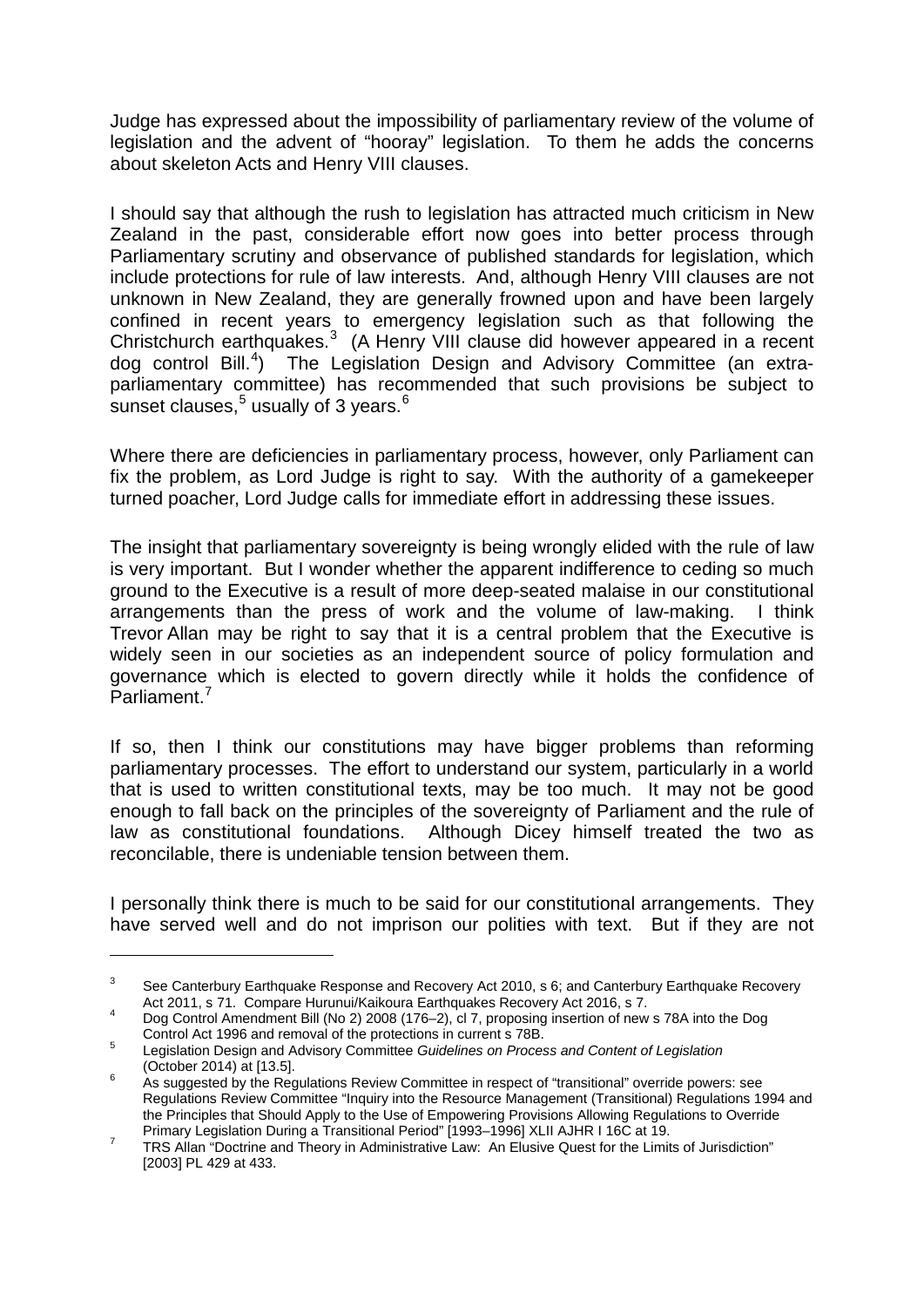Judge has expressed about the impossibility of parliamentary review of the volume of legislation and the advent of "hooray" legislation. To them he adds the concerns about skeleton Acts and Henry VIII clauses.

I should say that although the rush to legislation has attracted much criticism in New Zealand in the past, considerable effort now goes into better process through Parliamentary scrutiny and observance of published standards for legislation, which include protections for rule of law interests. And, although Henry VIII clauses are not unknown in New Zealand, they are generally frowned upon and have been largely confined in recent years to emergency legislation such as that following the Christchurch earthquakes.[3] (A Henry VIII clause did however appeared in a recent dog control Bill.[4]) The Legislation Design and Advisory Committee (an extra-parliamentary committee) has recommended that such provisions be subject to sunset clauses,[5] usually of 3 years.[6]

Where there are deficiencies in parliamentary process, however, only Parliament can fix the problem, as Lord Judge is right to say. With the authority of a gamekeeper turned poacher, Lord Judge calls for immediate effort in addressing these issues.

The insight that parliamentary sovereignty is being wrongly elided with the rule of law is very important. But I wonder whether the apparent indifference to ceding so much ground to the Executive is a result of more deep-seated malaise in our constitutional arrangements than the press of work and the volume of law-making. I think Trevor Allan may be right to say that it is a central problem that the Executive is widely seen in our societies as an independent source of policy formulation and governance which is elected to govern directly while it holds the confidence of Parliament.[7]

If so, then I think our constitutions may have bigger problems than reforming parliamentary processes. The effort to understand our system, particularly in a world that is used to written constitutional texts, may be too much. It may not be good enough to fall back on the principles of the sovereignty of Parliament and the rule of law as constitutional foundations. Although Dicey himself treated the two as reconcilable, there is undeniable tension between them.

I personally think there is much to be said for our constitutional arrangements. They have served well and do not imprison our polities with text. But if they are not

---

[3] See Canterbury Earthquake Response and Recovery Act 2010, s 6; and Canterbury Earthquake Recovery Act 2011, s 71. Compare Hurunui/Kaikoura Earthquakes Recovery Act 2016, s 7.

[4] Dog Control Amendment Bill (No 2) 2008 (176–2), cl 7, proposing insertion of new s 78A into the Dog Control Act 1996 and removal of the protections in current s 78B.

[5] Legislation Design and Advisory Committee *Guidelines on Process and Content of Legislation* (October 2014) at [13.5].

[6] As suggested by the Regulations Review Committee in respect of "transitional" override powers: see Regulations Review Committee "Inquiry into the Resource Management (Transitional) Regulations 1994 and the Principles that Should Apply to the Use of Empowering Provisions Allowing Regulations to Override Primary Legislation During a Transitional Period" [1993–1996] XLII AJHR I 16C at 19.

[7] TRS Allan "Doctrine and Theory in Administrative Law: An Elusive Quest for the Limits of Jurisdiction" [2003] PL 429 at 433.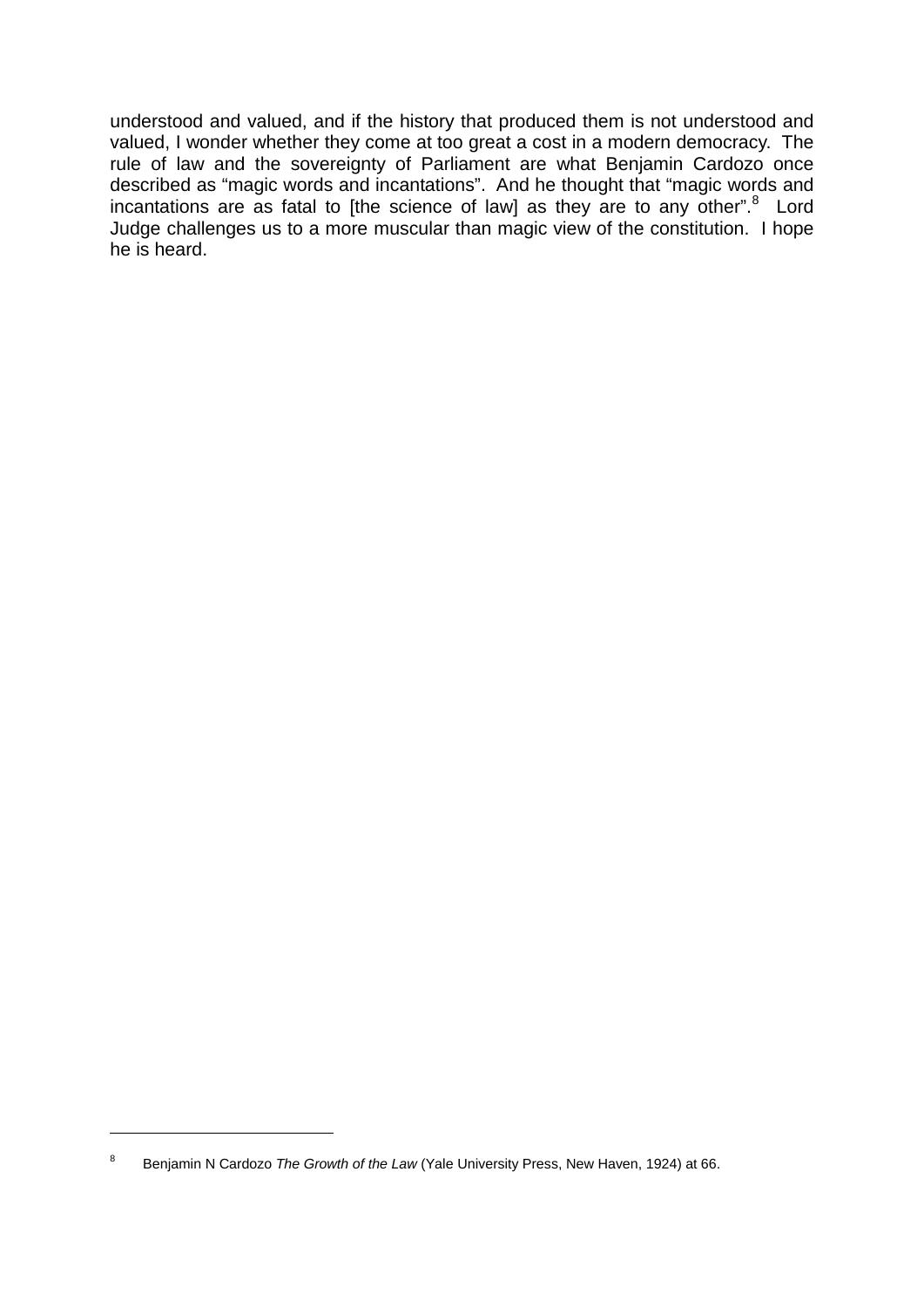understood and valued, and if the history that produced them is not understood and valued, I wonder whether they come at too great a cost in a modern democracy. The rule of law and the sovereignty of Parliament are what Benjamin Cardozo once described as "magic words and incantations". And he thought that "magic words and incantations are as fatal to [the science of law] as they are to any other".[8] Lord Judge challenges us to a more muscular than magic view of the constitution. I hope he is heard.

---

[8] Benjamin N Cardozo *The Growth of the Law* (Yale University Press, New Haven, 1924) at 66.